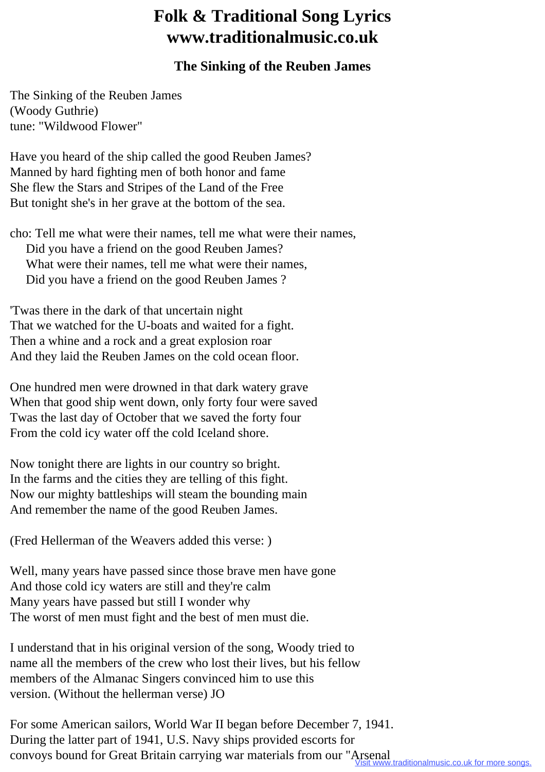# Folk & Traditional Song Lyrics
# www.traditionalmusic.co.uk

### The Sinking of the Reuben James

The Sinking of the Reuben James
(Woody Guthrie)
tune: "Wildwood Flower"

Have you heard of the ship called the good Reuben James?
Manned by hard fighting men of both honor and fame
She flew the Stars and Stripes of the Land of the Free
But tonight she's in her grave at the bottom of the sea.

cho: Tell me what were their names, tell me what were their names,
Did you have a friend on the good Reuben James?
What were their names, tell me what were their names,
Did you have a friend on the good Reuben James ?

'Twas there in the dark of that uncertain night
That we watched for the U-boats and waited for a fight.
Then a whine and a rock and a great explosion roar
And they laid the Reuben James on the cold ocean floor.

One hundred men were drowned in that dark watery grave
When that good ship went down, only forty four were saved
Twas the last day of October that we saved the forty four
From the cold icy water off the cold Iceland shore.

Now tonight there are lights in our country so bright.
In the farms and the cities they are telling of this fight.
Now our mighty battleships will steam the bounding main
And remember the name of the good Reuben James.

(Fred Hellerman of the Weavers added this verse: )

Well, many years have passed since those brave men have gone
And those cold icy waters are still and they're calm
Many years have passed but still I wonder why
The worst of men must fight and the best of men must die.

I understand that in his original version of the song, Woody tried to name all the members of the crew who lost their lives, but his fellow members of the Almanac Singers convinced him to use this version. (Without the hellerman verse) JO

For some American sailors, World War II began before December 7, 1941. During the latter part of 1941, U.S. Navy ships provided escorts for convoys bound for Great Britain carrying war materials from our "Arsenal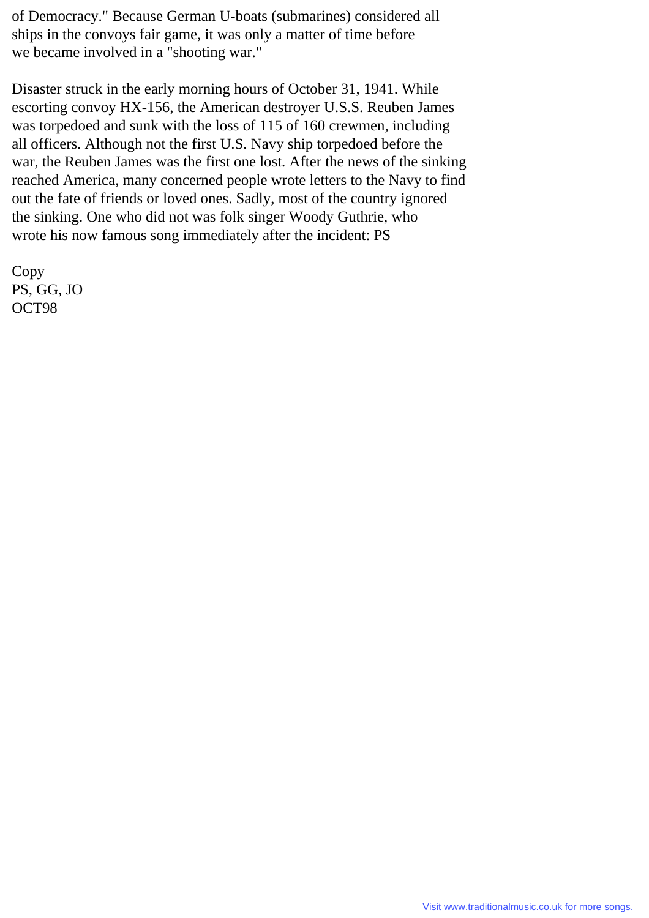of Democracy." Because German U-boats (submarines) considered all ships in the convoys fair game, it was only a matter of time before we became involved in a "shooting war."

Disaster struck in the early morning hours of October 31, 1941. While escorting convoy HX-156, the American destroyer U.S.S. Reuben James was torpedoed and sunk with the loss of 115 of 160 crewmen, including all officers. Although not the first U.S. Navy ship torpedoed before the war, the Reuben James was the first one lost. After the news of the sinking reached America, many concerned people wrote letters to the Navy to find out the fate of friends or loved ones. Sadly, most of the country ignored the sinking. One who did not was folk singer Woody Guthrie, who wrote his now famous song immediately after the incident: PS

Copy
PS, GG, JO
OCT98